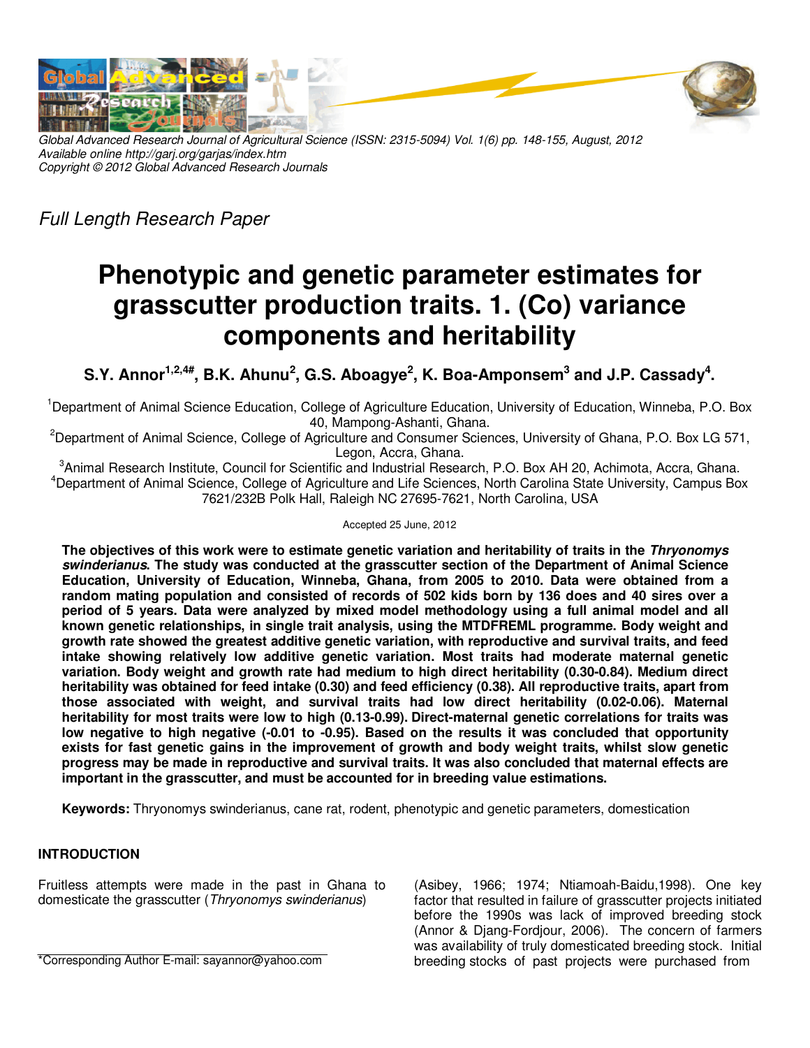Global Advanced Research Journal of Agricultural Science (ISSN: 2315-5094) Vol. 1(6) pp. 148-155, August, 2012
Available online http://garj.org/garjas/index.htm
Copyright © 2012 Global Advanced Research Journals

*Full Length Research Paper*

# Phenotypic and genetic parameter estimates for grasscutter production traits. 1. (Co) variance components and heritability

**S.Y. Annor[1,2,4#], B.K. Ahunu[2], G.S. Aboagye[2], K. Boa-Amponsem[3] and J.P. Cassady[4].**

[1]Department of Animal Science Education, College of Agriculture Education, University of Education, Winneba, P.O. Box 40, Mampong-Ashanti, Ghana.
[2]Department of Animal Science, College of Agriculture and Consumer Sciences, University of Ghana, P.O. Box LG 571, Legon, Accra, Ghana.
[3]Animal Research Institute, Council for Scientific and Industrial Research, P.O. Box AH 20, Achimota, Accra, Ghana.
[4]Department of Animal Science, College of Agriculture and Life Sciences, North Carolina State University, Campus Box 7621/232B Polk Hall, Raleigh NC 27695-7621, North Carolina, USA

Accepted 25 June, 2012

**The objectives of this work were to estimate genetic variation and heritability of traits in the *Thryonomys swinderianus*. The study was conducted at the grasscutter section of the Department of Animal Science Education, University of Education, Winneba, Ghana, from 2005 to 2010. Data were obtained from a random mating population and consisted of records of 502 kids born by 136 does and 40 sires over a period of 5 years. Data were analyzed by mixed model methodology using a full animal model and all known genetic relationships, in single trait analysis, using the MTDFREML programme. Body weight and growth rate showed the greatest additive genetic variation, with reproductive and survival traits, and feed intake showing relatively low additive genetic variation. Most traits had moderate maternal genetic variation. Body weight and growth rate had medium to high direct heritability (0.30-0.84). Medium direct heritability was obtained for feed intake (0.30) and feed efficiency (0.38). All reproductive traits, apart from those associated with weight, and survival traits had low direct heritability (0.02-0.06). Maternal heritability for most traits were low to high (0.13-0.99). Direct-maternal genetic correlations for traits was low negative to high negative (-0.01 to -0.95). Based on the results it was concluded that opportunity exists for fast genetic gains in the improvement of growth and body weight traits, whilst slow genetic progress may be made in reproductive and survival traits. It was also concluded that maternal effects are important in the grasscutter, and must be accounted for in breeding value estimations.**

**Keywords:** Thryonomys swinderianus, cane rat, rodent, phenotypic and genetic parameters, domestication

## INTRODUCTION

Fruitless attempts were made in the past in Ghana to domesticate the grasscutter (*Thryonomys swinderianus*) (Asibey, 1966; 1974; Ntiamoah-Baidu,1998). One key factor that resulted in failure of grasscutter projects initiated before the 1990s was lack of improved breeding stock (Annor & Djang-Fordjour, 2006). The concern of farmers was availability of truly domesticated breeding stock. Initial breeding stocks of past projects were purchased from

*Corresponding Author E-mail: sayannor@yahoo.com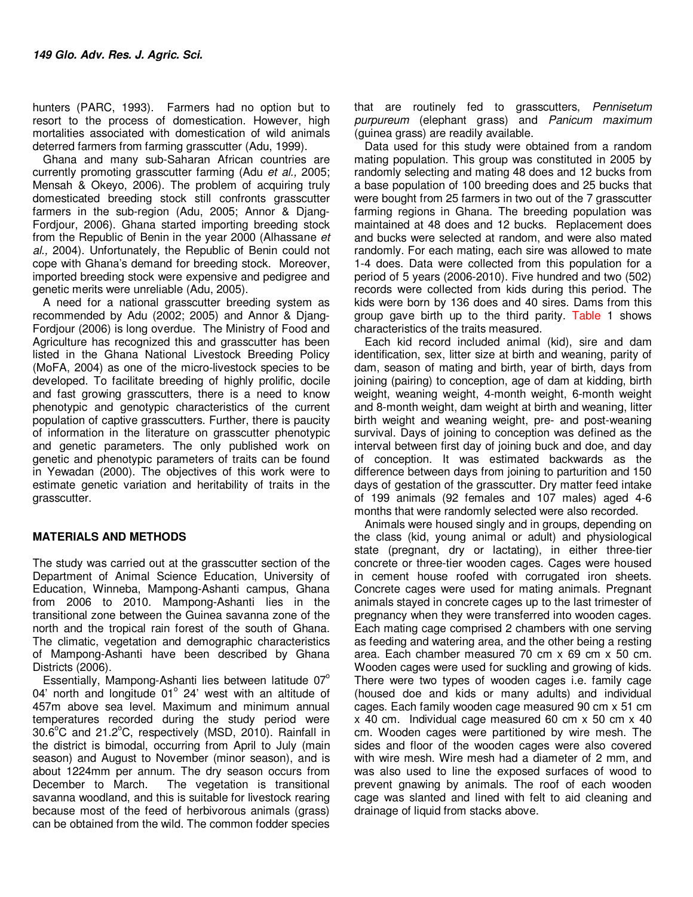hunters (PARC, 1993). Farmers had no option but to resort to the process of domestication. However, high mortalities associated with domestication of wild animals deterred farmers from farming grasscutter (Adu, 1999).

Ghana and many sub-Saharan African countries are currently promoting grasscutter farming (Adu *et al.,* 2005; Mensah & Okeyo, 2006). The problem of acquiring truly domesticated breeding stock still confronts grasscutter farmers in the sub-region (Adu, 2005; Annor & Djang-Fordjour, 2006). Ghana started importing breeding stock from the Republic of Benin in the year 2000 (Alhassane *et al.,* 2004). Unfortunately, the Republic of Benin could not cope with Ghana's demand for breeding stock. Moreover, imported breeding stock were expensive and pedigree and genetic merits were unreliable (Adu, 2005).

A need for a national grasscutter breeding system as recommended by Adu (2002; 2005) and Annor & Djang-Fordjour (2006) is long overdue. The Ministry of Food and Agriculture has recognized this and grasscutter has been listed in the Ghana National Livestock Breeding Policy (MoFA, 2004) as one of the micro-livestock species to be developed. To facilitate breeding of highly prolific, docile and fast growing grasscutters, there is a need to know phenotypic and genotypic characteristics of the current population of captive grasscutters. Further, there is paucity of information in the literature on grasscutter phenotypic and genetic parameters. The only published work on genetic and phenotypic parameters of traits can be found in Yewadan (2000). The objectives of this work were to estimate genetic variation and heritability of traits in the grasscutter.

## MATERIALS AND METHODS

The study was carried out at the grasscutter section of the Department of Animal Science Education, University of Education, Winneba, Mampong-Ashanti campus, Ghana from 2006 to 2010. Mampong-Ashanti lies in the transitional zone between the Guinea savanna zone of the north and the tropical rain forest of the south of Ghana. The climatic, vegetation and demographic characteristics of Mampong-Ashanti have been described by Ghana Districts (2006).

Essentially, Mampong-Ashanti lies between latitude 07° 04' north and longitude 01° 24' west with an altitude of 457m above sea level. Maximum and minimum annual temperatures recorded during the study period were 30.6°C and 21.2°C, respectively (MSD, 2010). Rainfall in the district is bimodal, occurring from April to July (main season) and August to November (minor season), and is about 1224mm per annum. The dry season occurs from December to March. The vegetation is transitional savanna woodland, and this is suitable for livestock rearing because most of the feed of herbivorous animals (grass) can be obtained from the wild. The common fodder species that are routinely fed to grasscutters, *Pennisetum purpureum* (elephant grass) and *Panicum maximum* (guinea grass) are readily available.

Data used for this study were obtained from a random mating population. This group was constituted in 2005 by randomly selecting and mating 48 does and 12 bucks from a base population of 100 breeding does and 25 bucks that were bought from 25 farmers in two out of the 7 grasscutter farming regions in Ghana. The breeding population was maintained at 48 does and 12 bucks. Replacement does and bucks were selected at random, and were also mated randomly. For each mating, each sire was allowed to mate 1-4 does. Data were collected from this population for a period of 5 years (2006-2010). Five hundred and two (502) records were collected from kids during this period. The kids were born by 136 does and 40 sires. Dams from this group gave birth up to the third parity. Table 1 shows characteristics of the traits measured.

Each kid record included animal (kid), sire and dam identification, sex, litter size at birth and weaning, parity of dam, season of mating and birth, year of birth, days from joining (pairing) to conception, age of dam at kidding, birth weight, weaning weight, 4-month weight, 6-month weight and 8-month weight, dam weight at birth and weaning, litter birth weight and weaning weight, pre- and post-weaning survival. Days of joining to conception was defined as the interval between first day of joining buck and doe, and day of conception. It was estimated backwards as the difference between days from joining to parturition and 150 days of gestation of the grasscutter. Dry matter feed intake of 199 animals (92 females and 107 males) aged 4-6 months that were randomly selected were also recorded.

Animals were housed singly and in groups, depending on the class (kid, young animal or adult) and physiological state (pregnant, dry or lactating), in either three-tier concrete or three-tier wooden cages. Cages were housed in cement house roofed with corrugated iron sheets. Concrete cages were used for mating animals. Pregnant animals stayed in concrete cages up to the last trimester of pregnancy when they were transferred into wooden cages. Each mating cage comprised 2 chambers with one serving as feeding and watering area, and the other being a resting area. Each chamber measured 70 cm x 69 cm x 50 cm. Wooden cages were used for suckling and growing of kids. There were two types of wooden cages i.e. family cage (housed doe and kids or many adults) and individual cages. Each family wooden cage measured 90 cm x 51 cm x 40 cm. Individual cage measured 60 cm x 50 cm x 40 cm. Wooden cages were partitioned by wire mesh. The sides and floor of the wooden cages were also covered with wire mesh. Wire mesh had a diameter of 2 mm, and was also used to line the exposed surfaces of wood to prevent gnawing by animals. The roof of each wooden cage was slanted and lined with felt to aid cleaning and drainage of liquid from stacks above.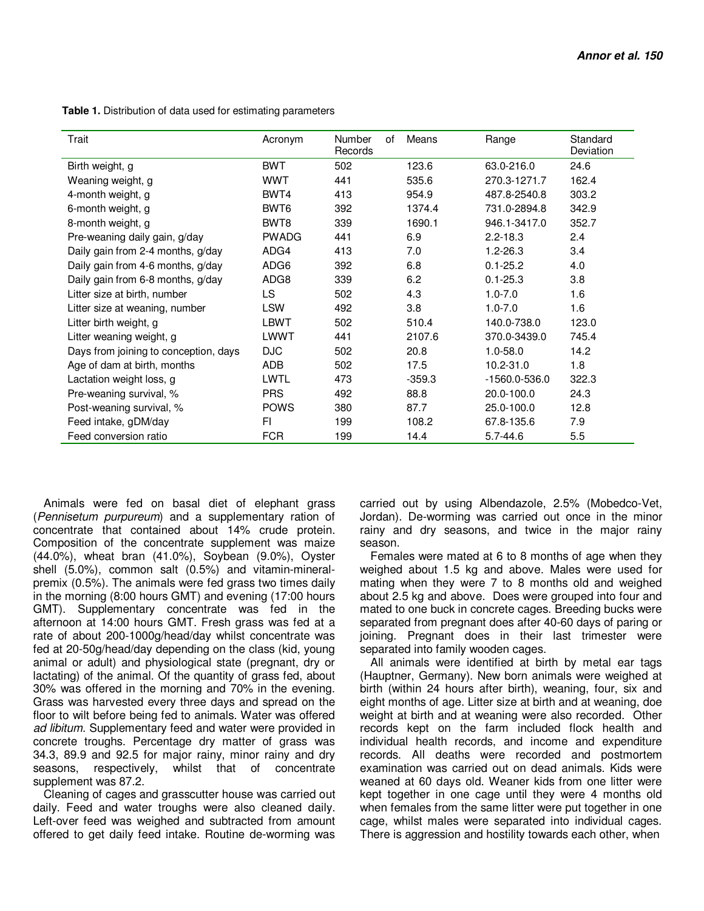**Table 1.** Distribution of data used for estimating parameters

| Trait | Acronym | Number of Records | Means | Range | Standard Deviation |
|---|---|---|---|---|---|
| Birth weight, g | BWT | 502 | 123.6 | 63.0-216.0 | 24.6 |
| Weaning weight, g | WWT | 441 | 535.6 | 270.3-1271.7 | 162.4 |
| 4-month weight, g | BWT4 | 413 | 954.9 | 487.8-2540.8 | 303.2 |
| 6-month weight, g | BWT6 | 392 | 1374.4 | 731.0-2894.8 | 342.9 |
| 8-month weight, g | BWT8 | 339 | 1690.1 | 946.1-3417.0 | 352.7 |
| Pre-weaning daily gain, g/day | PWADG | 441 | 6.9 | 2.2-18.3 | 2.4 |
| Daily gain from 2-4 months, g/day | ADG4 | 413 | 7.0 | 1.2-26.3 | 3.4 |
| Daily gain from 4-6 months, g/day | ADG6 | 392 | 6.8 | 0.1-25.2 | 4.0 |
| Daily gain from 6-8 months, g/day | ADG8 | 339 | 6.2 | 0.1-25.3 | 3.8 |
| Litter size at birth, number | LS | 502 | 4.3 | 1.0-7.0 | 1.6 |
| Litter size at weaning, number | LSW | 492 | 3.8 | 1.0-7.0 | 1.6 |
| Litter birth weight, g | LBWT | 502 | 510.4 | 140.0-738.0 | 123.0 |
| Litter weaning weight, g | LWWT | 441 | 2107.6 | 370.0-3439.0 | 745.4 |
| Days from joining to conception, days | DJC | 502 | 20.8 | 1.0-58.0 | 14.2 |
| Age of dam at birth, months | ADB | 502 | 17.5 | 10.2-31.0 | 1.8 |
| Lactation weight loss, g | LWTL | 473 | -359.3 | -1560.0-536.0 | 322.3 |
| Pre-weaning survival, % | PRS | 492 | 88.8 | 20.0-100.0 | 24.3 |
| Post-weaning survival, % | POWS | 380 | 87.7 | 25.0-100.0 | 12.8 |
| Feed intake, gDM/day | FI | 199 | 108.2 | 67.8-135.6 | 7.9 |
| Feed conversion ratio | FCR | 199 | 14.4 | 5.7-44.6 | 5.5 |

Animals were fed on basal diet of elephant grass (*Pennisetum purpureum*) and a supplementary ration of concentrate that contained about 14% crude protein. Composition of the concentrate supplement was maize (44.0%), wheat bran (41.0%), Soybean (9.0%), Oyster shell (5.0%), common salt (0.5%) and vitamin-mineral-premix (0.5%). The animals were fed grass two times daily in the morning (8:00 hours GMT) and evening (17:00 hours GMT). Supplementary concentrate was fed in the afternoon at 14:00 hours GMT. Fresh grass was fed at a rate of about 200-1000g/head/day whilst concentrate was fed at 20-50g/head/day depending on the class (kid, young animal or adult) and physiological state (pregnant, dry or lactating) of the animal. Of the quantity of grass fed, about 30% was offered in the morning and 70% in the evening. Grass was harvested every three days and spread on the floor to wilt before being fed to animals. Water was offered *ad libitum*. Supplementary feed and water were provided in concrete troughs. Percentage dry matter of grass was 34.3, 89.9 and 92.5 for major rainy, minor rainy and dry seasons, respectively, whilst that of concentrate supplement was 87.2.

Cleaning of cages and grasscutter house was carried out daily. Feed and water troughs were also cleaned daily. Left-over feed was weighed and subtracted from amount offered to get daily feed intake. Routine de-worming was carried out by using Albendazole, 2.5% (Mobedco-Vet, Jordan). De-worming was carried out once in the minor rainy and dry seasons, and twice in the major rainy season.

Females were mated at 6 to 8 months of age when they weighed about 1.5 kg and above. Males were used for mating when they were 7 to 8 months old and weighed about 2.5 kg and above. Does were grouped into four and mated to one buck in concrete cages. Breeding bucks were separated from pregnant does after 40-60 days of paring or joining. Pregnant does in their last trimester were separated into family wooden cages.

All animals were identified at birth by metal ear tags (Hauptner, Germany). New born animals were weighed at birth (within 24 hours after birth), weaning, four, six and eight months of age. Litter size at birth and at weaning, doe weight at birth and at weaning were also recorded. Other records kept on the farm included flock health and individual health records, and income and expenditure records. All deaths were recorded and postmortem examination was carried out on dead animals. Kids were weaned at 60 days old. Weaner kids from one litter were kept together in one cage until they were 4 months old when females from the same litter were put together in one cage, whilst males were separated into individual cages. There is aggression and hostility towards each other, when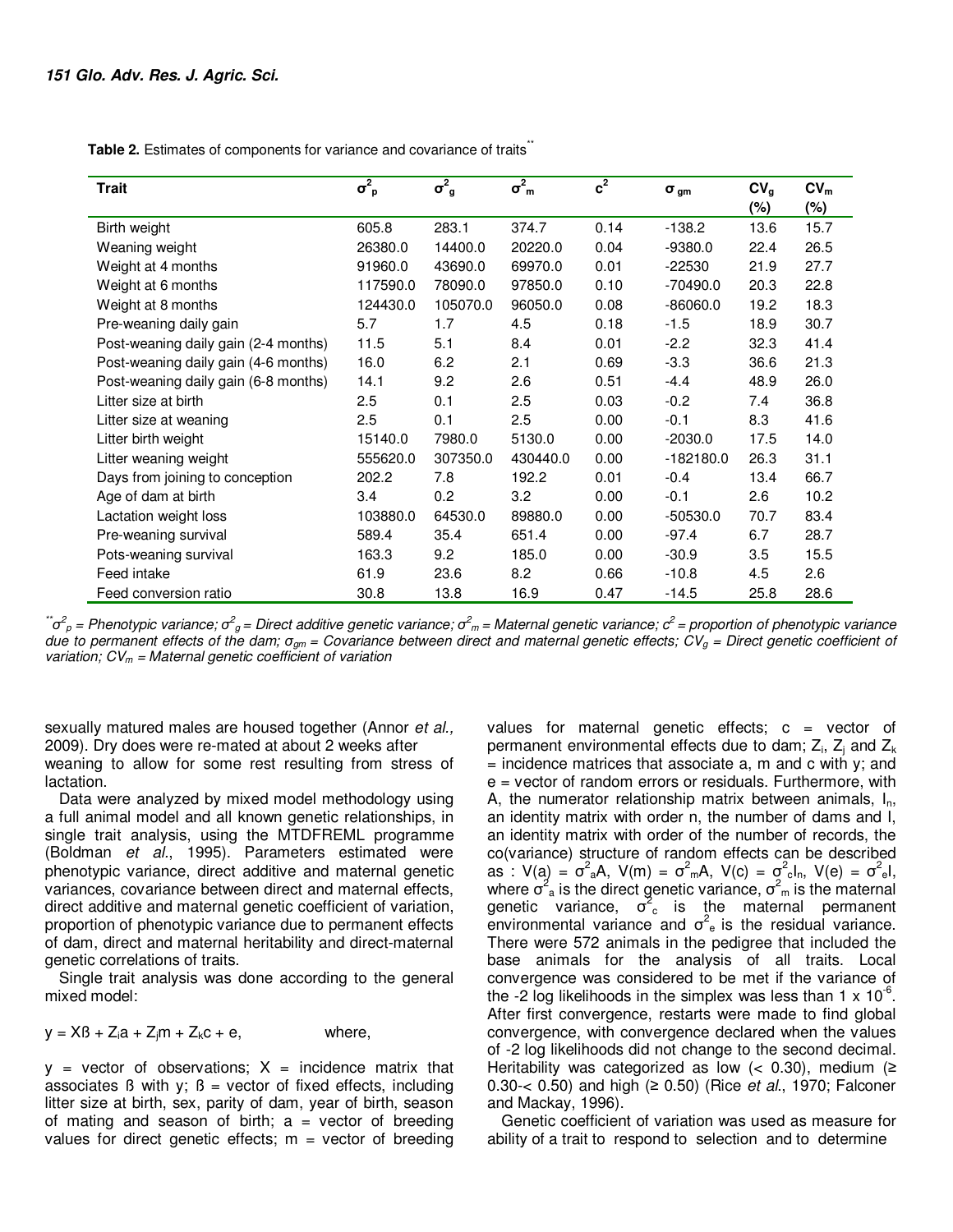**Table 2.** Estimates of components for variance and covariance of traits**

| Trait | $\sigma^2_p$ | $\sigma^2_g$ | $\sigma^2_m$ | $c^2$ | $\sigma_{gm}$ | $CV_g$ (%) | $CV_m$ (%) |
|---|---|---|---|---|---|---|---|
| Birth weight | 605.8 | 283.1 | 374.7 | 0.14 | -138.2 | 13.6 | 15.7 |
| Weaning weight | 26380.0 | 14400.0 | 20220.0 | 0.04 | -9380.0 | 22.4 | 26.5 |
| Weight at 4 months | 91960.0 | 43690.0 | 69970.0 | 0.01 | -22530 | 21.9 | 27.7 |
| Weight at 6 months | 117590.0 | 78090.0 | 97850.0 | 0.10 | -70490.0 | 20.3 | 22.8 |
| Weight at 8 months | 124430.0 | 105070.0 | 96050.0 | 0.08 | -86060.0 | 19.2 | 18.3 |
| Pre-weaning daily gain | 5.7 | 1.7 | 4.5 | 0.18 | -1.5 | 18.9 | 30.7 |
| Post-weaning daily gain (2-4 months) | 11.5 | 5.1 | 8.4 | 0.01 | -2.2 | 32.3 | 41.4 |
| Post-weaning daily gain (4-6 months) | 16.0 | 6.2 | 2.1 | 0.69 | -3.3 | 36.6 | 21.3 |
| Post-weaning daily gain (6-8 months) | 14.1 | 9.2 | 2.6 | 0.51 | -4.4 | 48.9 | 26.0 |
| Litter size at birth | 2.5 | 0.1 | 2.5 | 0.03 | -0.2 | 7.4 | 36.8 |
| Litter size at weaning | 2.5 | 0.1 | 2.5 | 0.00 | -0.1 | 8.3 | 41.6 |
| Litter birth weight | 15140.0 | 7980.0 | 5130.0 | 0.00 | -2030.0 | 17.5 | 14.0 |
| Litter weaning weight | 555620.0 | 307350.0 | 430440.0 | 0.00 | -182180.0 | 26.3 | 31.1 |
| Days from joining to conception | 202.2 | 7.8 | 192.2 | 0.01 | -0.4 | 13.4 | 66.7 |
| Age of dam at birth | 3.4 | 0.2 | 3.2 | 0.00 | -0.1 | 2.6 | 10.2 |
| Lactation weight loss | 103880.0 | 64530.0 | 89880.0 | 0.00 | -50530.0 | 70.7 | 83.4 |
| Pre-weaning survival | 589.4 | 35.4 | 651.4 | 0.00 | -97.4 | 6.7 | 28.7 |
| Pots-weaning survival | 163.3 | 9.2 | 185.0 | 0.00 | -30.9 | 3.5 | 15.5 |
| Feed intake | 61.9 | 23.6 | 8.2 | 0.66 | -10.8 | 4.5 | 2.6 |
| Feed conversion ratio | 30.8 | 13.8 | 16.9 | 0.47 | -14.5 | 25.8 | 28.6 |

***$\sigma^2_p$ = Phenotypic variance; $\sigma^2_g$ = Direct additive genetic variance; $\sigma^2_m$ = Maternal genetic variance; $c^2$ = proportion of phenotypic variance due to permanent effects of the dam; $\sigma_{gm}$ = Covariance between direct and maternal genetic effects; $CV_g$ = Direct genetic coefficient of variation; $CV_m$ = Maternal genetic coefficient of variation*

sexually matured males are housed together (Annor *et al.,* 2009). Dry does were re-mated at about 2 weeks after weaning to allow for some rest resulting from stress of lactation.

Data were analyzed by mixed model methodology using a full animal model and all known genetic relationships, in single trait analysis, using the MTDFREML programme (Boldman *et al*., 1995). Parameters estimated were phenotypic variance, direct additive and maternal genetic variances, covariance between direct and maternal effects, direct additive and maternal genetic coefficient of variation, proportion of phenotypic variance due to permanent effects of dam, direct and maternal heritability and direct-maternal genetic correlations of traits.

Single trait analysis was done according to the general mixed model:

$$y = X\beta + Z_i a + Z_j m + Z_k c + e, \quad \text{where,}$$

$y$ = vector of observations; $X$ = incidence matrix that associates β with y; β = vector of fixed effects, including litter size at birth, sex, parity of dam, year of birth, season of mating and season of birth; a = vector of breeding values for direct genetic effects; m = vector of breeding values for maternal genetic effects; c = vector of permanent environmental effects due to dam; $Z_i$, $Z_j$ and $Z_k$ = incidence matrices that associate a, m and c with y; and e = vector of random errors or residuals. Furthermore, with A, the numerator relationship matrix between animals, $I_n$, an identity matrix with order n, the number of dams and I, an identity matrix with order of the number of records, the co(variance) structure of random effects can be described as : $V(a) = \sigma^2_a A$, $V(m) = \sigma^2_m A$, $V(c) = \sigma^2_c I_n$, $V(e) = \sigma^2_e I$, where $\sigma^2_a$ is the direct genetic variance, $\sigma^2_m$ is the maternal genetic variance, $\sigma^2_c$ is the maternal permanent environmental variance and $\sigma^2_e$ is the residual variance. There were 572 animals in the pedigree that included the base animals for the analysis of all traits. Local convergence was considered to be met if the variance of the -2 log likelihoods in the simplex was less than $1 \times 10^{-6}$. After first convergence, restarts were made to find global convergence, with convergence declared when the values of -2 log likelihoods did not change to the second decimal. Heritability was categorized as low (< 0.30), medium (≥ 0.30-< 0.50) and high (≥ 0.50) (Rice *et al*., 1970; Falconer and Mackay, 1996).

Genetic coefficient of variation was used as measure for ability of a trait to respond to selection and to determine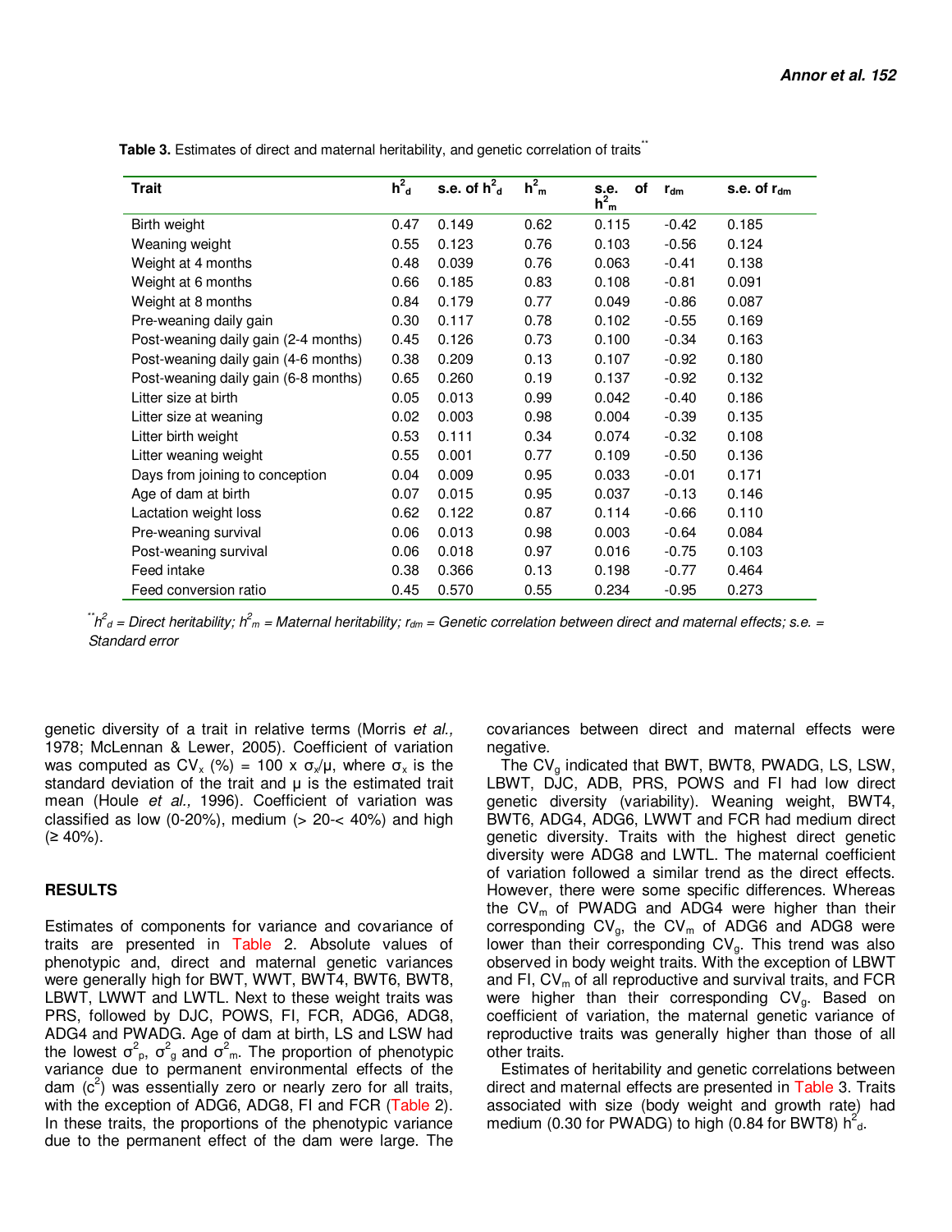**Table 3.** Estimates of direct and maternal heritability, and genetic correlation of traits**

| Trait | $h^2_d$ | s.e. of $h^2_d$ | $h^2_m$ | s.e. of $h^2_m$ | $r_{dm}$ | s.e. of $r_{dm}$ |
|---|---|---|---|---|---|---|
| Birth weight | 0.47 | 0.149 | 0.62 | 0.115 | -0.42 | 0.185 |
| Weaning weight | 0.55 | 0.123 | 0.76 | 0.103 | -0.56 | 0.124 |
| Weight at 4 months | 0.48 | 0.039 | 0.76 | 0.063 | -0.41 | 0.138 |
| Weight at 6 months | 0.66 | 0.185 | 0.83 | 0.108 | -0.81 | 0.091 |
| Weight at 8 months | 0.84 | 0.179 | 0.77 | 0.049 | -0.86 | 0.087 |
| Pre-weaning daily gain | 0.30 | 0.117 | 0.78 | 0.102 | -0.55 | 0.169 |
| Post-weaning daily gain (2-4 months) | 0.45 | 0.126 | 0.73 | 0.100 | -0.34 | 0.163 |
| Post-weaning daily gain (4-6 months) | 0.38 | 0.209 | 0.13 | 0.107 | -0.92 | 0.180 |
| Post-weaning daily gain (6-8 months) | 0.65 | 0.260 | 0.19 | 0.137 | -0.92 | 0.132 |
| Litter size at birth | 0.05 | 0.013 | 0.99 | 0.042 | -0.40 | 0.186 |
| Litter size at weaning | 0.02 | 0.003 | 0.98 | 0.004 | -0.39 | 0.135 |
| Litter birth weight | 0.53 | 0.111 | 0.34 | 0.074 | -0.32 | 0.108 |
| Litter weaning weight | 0.55 | 0.001 | 0.77 | 0.109 | -0.50 | 0.136 |
| Days from joining to conception | 0.04 | 0.009 | 0.95 | 0.033 | -0.01 | 0.171 |
| Age of dam at birth | 0.07 | 0.015 | 0.95 | 0.037 | -0.13 | 0.146 |
| Lactation weight loss | 0.62 | 0.122 | 0.87 | 0.114 | -0.66 | 0.110 |
| Pre-weaning survival | 0.06 | 0.013 | 0.98 | 0.003 | -0.64 | 0.084 |
| Post-weaning survival | 0.06 | 0.018 | 0.97 | 0.016 | -0.75 | 0.103 |
| Feed intake | 0.38 | 0.366 | 0.13 | 0.198 | -0.77 | 0.464 |
| Feed conversion ratio | 0.45 | 0.570 | 0.55 | 0.234 | -0.95 | 0.273 |

** $h^2_d$ = Direct heritability; $h^2_m$ = Maternal heritability; $r_{dm}$ = Genetic correlation between direct and maternal effects; s.e. = Standard error

genetic diversity of a trait in relative terms (Morris *et al.,* 1978; McLennan & Lewer, 2005). Coefficient of variation was computed as $CV_x$ (%) = 100 x $\sigma_x/\mu$, where $\sigma_x$ is the standard deviation of the trait and $\mu$ is the estimated trait mean (Houle *et al.,* 1996). Coefficient of variation was classified as low (0-20%), medium (> 20-< 40%) and high (≥ 40%).

## RESULTS

Estimates of components for variance and covariance of traits are presented in Table 2. Absolute values of phenotypic and, direct and maternal genetic variances were generally high for BWT, WWT, BWT4, BWT6, BWT8, LBWT, LWWT and LWTL. Next to these weight traits was PRS, followed by DJC, POWS, FI, FCR, ADG6, ADG8, ADG4 and PWADG. Age of dam at birth, LS and LSW had the lowest $\sigma^2_p$, $\sigma^2_g$ and $\sigma^2_m$. The proportion of phenotypic variance due to permanent environmental effects of the dam ($c^2$) was essentially zero or nearly zero for all traits, with the exception of ADG6, ADG8, FI and FCR (Table 2). In these traits, the proportions of the phenotypic variance due to the permanent effect of the dam were large. The covariances between direct and maternal effects were negative.

The $CV_g$ indicated that BWT, BWT8, PWADG, LS, LSW, LBWT, DJC, ADB, PRS, POWS and FI had low direct genetic diversity (variability). Weaning weight, BWT4, BWT6, ADG4, ADG6, LWWT and FCR had medium direct genetic diversity. Traits with the highest direct genetic diversity were ADG8 and LWTL. The maternal coefficient of variation followed a similar trend as the direct effects. However, there were some specific differences. Whereas the $CV_m$ of PWADG and ADG4 were higher than their corresponding $CV_g$, the $CV_m$ of ADG6 and ADG8 were lower than their corresponding $CV_g$. This trend was also observed in body weight traits. With the exception of LBWT and FI, $CV_m$ of all reproductive and survival traits, and FCR were higher than their corresponding $CV_g$. Based on coefficient of variation, the maternal genetic variance of reproductive traits was generally higher than those of all other traits.

Estimates of heritability and genetic correlations between direct and maternal effects are presented in Table 3. Traits associated with size (body weight and growth rate) had medium (0.30 for PWADG) to high (0.84 for BWT8) $h^2_d$.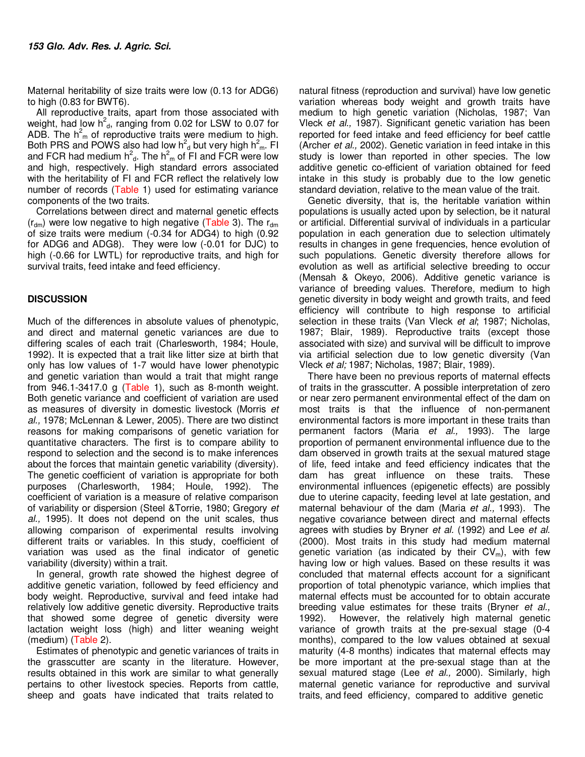Maternal heritability of size traits were low (0.13 for ADG6) to high (0.83 for BWT6).

All reproductive traits, apart from those associated with weight, had low $h^2_d$, ranging from 0.02 for LSW to 0.07 for ADB. The $h^2_m$ of reproductive traits were medium to high. Both PRS and POWS also had low $h^2_d$ but very high $h^2_m$. FI and FCR had medium $h^2_d$. The $h^2_m$ of FI and FCR were low and high, respectively. High standard errors associated with the heritability of FI and FCR reflect the relatively low number of records (Table 1) used for estimating variance components of the two traits.

Correlations between direct and maternal genetic effects ($r_{dm}$) were low negative to high negative (Table 3). The $r_{dm}$ of size traits were medium (-0.34 for ADG4) to high (0.92 for ADG6 and ADG8). They were low (-0.01 for DJC) to high (-0.66 for LWTL) for reproductive traits, and high for survival traits, feed intake and feed efficiency.

## DISCUSSION

Much of the differences in absolute values of phenotypic, and direct and maternal genetic variances are due to differing scales of each trait (Charlesworth, 1984; Houle, 1992). It is expected that a trait like litter size at birth that only has low values of 1-7 would have lower phenotypic and genetic variation than would a trait that might range from 946.1-3417.0 g (Table 1), such as 8-month weight. Both genetic variance and coefficient of variation are used as measures of diversity in domestic livestock (Morris *et al.,* 1978; McLennan & Lewer, 2005). There are two distinct reasons for making comparisons of genetic variation for quantitative characters. The first is to compare ability to respond to selection and the second is to make inferences about the forces that maintain genetic variability (diversity). The genetic coefficient of variation is appropriate for both purposes (Charlesworth, 1984; Houle, 1992). The coefficient of variation is a measure of relative comparison of variability or dispersion (Steel &Torrie, 1980; Gregory *et al.,* 1995). It does not depend on the unit scales, thus allowing comparison of experimental results involving different traits or variables. In this study, coefficient of variation was used as the final indicator of genetic variability (diversity) within a trait.

In general, growth rate showed the highest degree of additive genetic variation, followed by feed efficiency and body weight. Reproductive, survival and feed intake had relatively low additive genetic diversity. Reproductive traits that showed some degree of genetic diversity were lactation weight loss (high) and litter weaning weight (medium) (Table 2).

Estimates of phenotypic and genetic variances of traits in the grasscutter are scanty in the literature. However, results obtained in this work are similar to what generally pertains to other livestock species. Reports from cattle, sheep and goats have indicated that traits related to natural fitness (reproduction and survival) have low genetic variation whereas body weight and growth traits have medium to high genetic variation (Nicholas, 1987; Van Vleck *et al.,* 1987). Significant genetic variation has been reported for feed intake and feed efficiency for beef cattle (Archer *et al.,* 2002). Genetic variation in feed intake in this study is lower than reported in other species. The low additive genetic co-efficient of variation obtained for feed intake in this study is probably due to the low genetic standard deviation, relative to the mean value of the trait.

Genetic diversity, that is, the heritable variation within populations is usually acted upon by selection, be it natural or artificial. Differential survival of individuals in a particular population in each generation due to selection ultimately results in changes in gene frequencies, hence evolution of such populations. Genetic diversity therefore allows for evolution as well as artificial selective breeding to occur (Mensah & Okeyo, 2006). Additive genetic variance is variance of breeding values. Therefore, medium to high genetic diversity in body weight and growth traits, and feed efficiency will contribute to high response to artificial selection in these traits (Van Vleck *et al*; 1987; Nicholas, 1987; Blair, 1989). Reproductive traits (except those associated with size) and survival will be difficult to improve via artificial selection due to low genetic diversity (Van Vleck *et al;* 1987; Nicholas, 1987; Blair, 1989).

There have been no previous reports of maternal effects of traits in the grasscutter. A possible interpretation of zero or near zero permanent environmental effect of the dam on most traits is that the influence of non-permanent environmental factors is more important in these traits than permanent factors (Maria *et al.,* 1993). The large proportion of permanent environmental influence due to the dam observed in growth traits at the sexual matured stage of life, feed intake and feed efficiency indicates that the dam has great influence on these traits. These environmental influences (epigenetic effects) are possibly due to uterine capacity, feeding level at late gestation, and maternal behaviour of the dam (Maria *et al.,* 1993). The negative covariance between direct and maternal effects agrees with studies by Bryner *et al.* (1992) and Lee *et al.* (2000). Most traits in this study had medium maternal genetic variation (as indicated by their $CV_m$), with few having low or high values. Based on these results it was concluded that maternal effects account for a significant proportion of total phenotypic variance, which implies that maternal effects must be accounted for to obtain accurate breeding value estimates for these traits (Bryner *et al.,* 1992). However, the relatively high maternal genetic variance of growth traits at the pre-sexual stage (0-4 months), compared to the low values obtained at sexual maturity (4-8 months) indicates that maternal effects may be more important at the pre-sexual stage than at the sexual matured stage (Lee *et al.,* 2000). Similarly, high maternal genetic variance for reproductive and survival traits, and feed efficiency, compared to additive genetic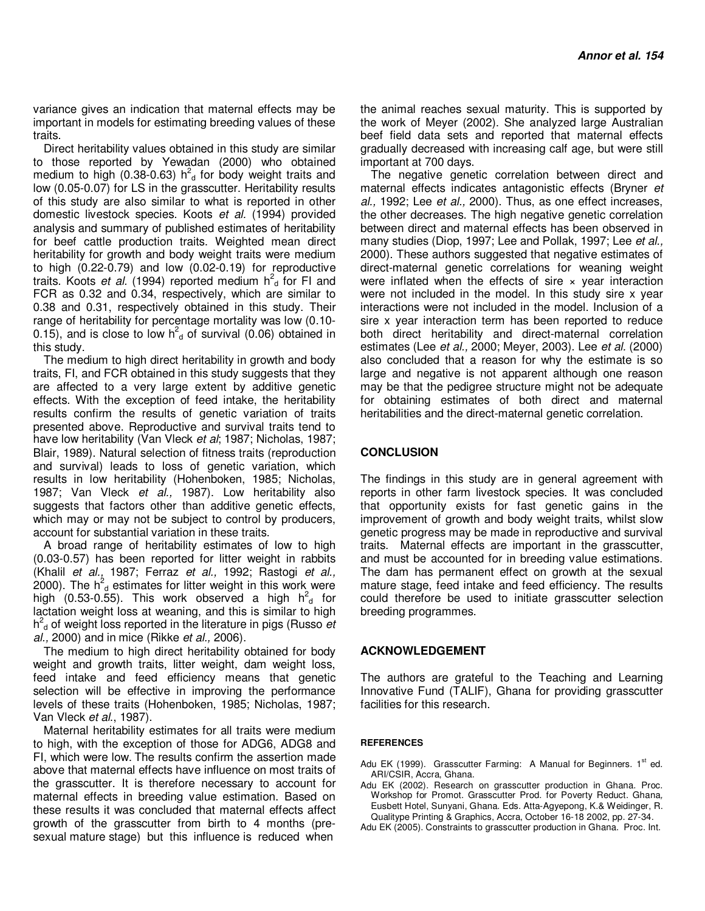variance gives an indication that maternal effects may be important in models for estimating breeding values of these traits.

Direct heritability values obtained in this study are similar to those reported by Yewadan (2000) who obtained medium to high (0.38-0.63) $h^2_d$ for body weight traits and low (0.05-0.07) for LS in the grasscutter. Heritability results of this study are also similar to what is reported in other domestic livestock species. Koots *et al*. (1994) provided analysis and summary of published estimates of heritability for beef cattle production traits. Weighted mean direct heritability for growth and body weight traits were medium to high (0.22-0.79) and low (0.02-0.19) for reproductive traits. Koots *et al.* (1994) reported medium $h^2_d$ for FI and FCR as 0.32 and 0.34, respectively, which are similar to 0.38 and 0.31, respectively obtained in this study. Their range of heritability for percentage mortality was low (0.10-0.15), and is close to low $h^2_d$ of survival (0.06) obtained in this study.

The medium to high direct heritability in growth and body traits, FI, and FCR obtained in this study suggests that they are affected to a very large extent by additive genetic effects. With the exception of feed intake, the heritability results confirm the results of genetic variation of traits presented above. Reproductive and survival traits tend to have low heritability (Van Vleck *et al*; 1987; Nicholas, 1987; Blair, 1989). Natural selection of fitness traits (reproduction and survival) leads to loss of genetic variation, which results in low heritability (Hohenboken, 1985; Nicholas, 1987; Van Vleck *et al.,* 1987). Low heritability also suggests that factors other than additive genetic effects, which may or may not be subject to control by producers, account for substantial variation in these traits.

A broad range of heritability estimates of low to high (0.03-0.57) has been reported for litter weight in rabbits (Khalil *et al.,* 1987; Ferraz *et al.,* 1992; Rastogi *et al.,* 2000). The $h^2_d$ estimates for litter weight in this work were high (0.53-0.55). This work observed a high $h^2_d$ for lactation weight loss at weaning, and this is similar to high $h^2_d$ of weight loss reported in the literature in pigs (Russo *et al.,* 2000) and in mice (Rikke *et al.,* 2006).

The medium to high direct heritability obtained for body weight and growth traits, litter weight, dam weight loss, feed intake and feed efficiency means that genetic selection will be effective in improving the performance levels of these traits (Hohenboken, 1985; Nicholas, 1987; Van Vleck *et al*., 1987).

Maternal heritability estimates for all traits were medium to high, with the exception of those for ADG6, ADG8 and FI, which were low. The results confirm the assertion made above that maternal effects have influence on most traits of the grasscutter. It is therefore necessary to account for maternal effects in breeding value estimation. Based on these results it was concluded that maternal effects affect growth of the grasscutter from birth to 4 months (pre-sexual mature stage) but this influence is reduced when the animal reaches sexual maturity. This is supported by the work of Meyer (2002). She analyzed large Australian beef field data sets and reported that maternal effects gradually decreased with increasing calf age, but were still important at 700 days.

The negative genetic correlation between direct and maternal effects indicates antagonistic effects (Bryner *et al.,* 1992; Lee *et al.,* 2000). Thus, as one effect increases, the other decreases. The high negative genetic correlation between direct and maternal effects has been observed in many studies (Diop, 1997; Lee and Pollak, 1997; Lee *et al.,* 2000). These authors suggested that negative estimates of direct-maternal genetic correlations for weaning weight were inflated when the effects of sire × year interaction were not included in the model. In this study sire x year interactions were not included in the model. Inclusion of a sire x year interaction term has been reported to reduce both direct heritability and direct-maternal correlation estimates (Lee *et al.,* 2000; Meyer, 2003). Lee *et al.* (2000) also concluded that a reason for why the estimate is so large and negative is not apparent although one reason may be that the pedigree structure might not be adequate for obtaining estimates of both direct and maternal heritabilities and the direct-maternal genetic correlation.

## CONCLUSION

The findings in this study are in general agreement with reports in other farm livestock species. It was concluded that opportunity exists for fast genetic gains in the improvement of growth and body weight traits, whilst slow genetic progress may be made in reproductive and survival traits. Maternal effects are important in the grasscutter, and must be accounted for in breeding value estimations. The dam has permanent effect on growth at the sexual mature stage, feed intake and feed efficiency. The results could therefore be used to initiate grasscutter selection breeding programmes.

## ACKNOWLEDGEMENT

The authors are grateful to the Teaching and Learning Innovative Fund (TALIF), Ghana for providing grasscutter facilities for this research.

## REFERENCES

Adu EK (1999). Grasscutter Farming: A Manual for Beginners. 1st ed. ARI/CSIR, Accra, Ghana.

Adu EK (2002). Research on grasscutter production in Ghana. Proc. Workshop for Promot. Grasscutter Prod. for Poverty Reduct. Ghana, Eusbett Hotel, Sunyani, Ghana. Eds. Atta-Agyepong, K.& Weidinger, R. Qualitype Printing & Graphics, Accra, October 16-18 2002, pp. 27-34.

Adu EK (2005). Constraints to grasscutter production in Ghana. Proc. Int.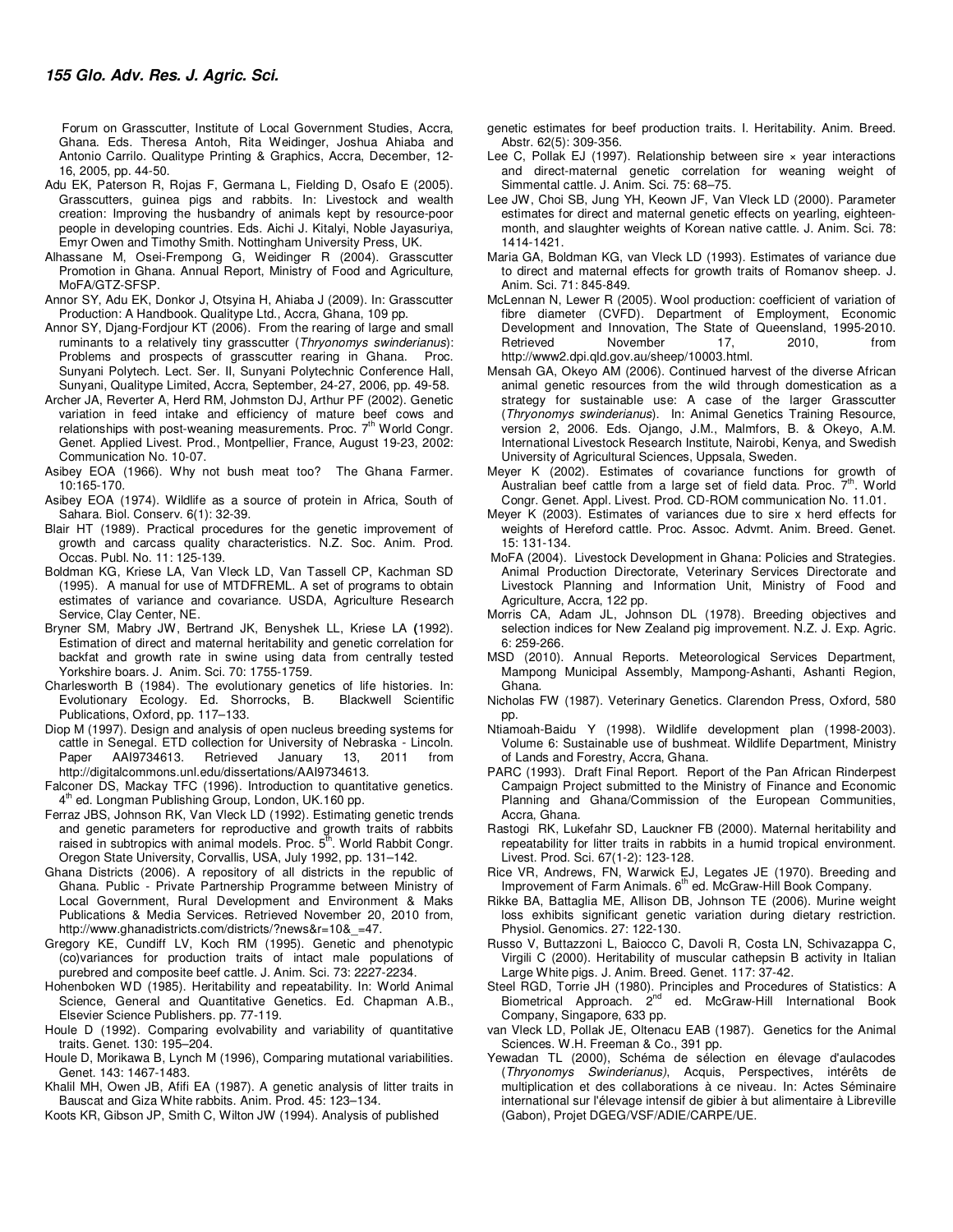Forum on Grasscutter, Institute of Local Government Studies, Accra, Ghana. Eds. Theresa Antoh, Rita Weidinger, Joshua Ahiaba and Antonio Carrilo. Qualitype Printing & Graphics, Accra, December, 12-16, 2005, pp. 44-50.

Adu EK, Paterson R, Rojas F, Germana L, Fielding D, Osafo E (2005). Grasscutters, guinea pigs and rabbits. In: Livestock and wealth creation: Improving the husbandry of animals kept by resource-poor people in developing countries. Eds. Aichi J. Kitalyi, Noble Jayasuriya, Emyr Owen and Timothy Smith. Nottingham University Press, UK.

Alhassane M, Osei-Frempong G, Weidinger R (2004). Grasscutter Promotion in Ghana. Annual Report, Ministry of Food and Agriculture, MoFA/GTZ-SFSP.

Annor SY, Adu EK, Donkor J, Otsyina H, Ahiaba J (2009). In: Grasscutter Production: A Handbook. Qualitype Ltd., Accra, Ghana, 109 pp.

Annor SY, Djang-Fordjour KT (2006). From the rearing of large and small ruminants to a relatively tiny grasscutter (*Thryonomys swinderianus*): Problems and prospects of grasscutter rearing in Ghana. Proc. Sunyani Polytech. Lect. Ser. II, Sunyani Polytechnic Conference Hall, Sunyani, Qualitype Limited, Accra, September, 24-27, 2006, pp. 49-58.

Archer JA, Reverter A, Herd RM, Johmston DJ, Arthur PF (2002). Genetic variation in feed intake and efficiency of mature beef cows and relationships with post-weaning measurements. Proc. 7th World Congr. Genet. Applied Livest. Prod., Montpellier, France, August 19-23, 2002: Communication No. 10-07.

Asibey EOA (1966). Why not bush meat too? The Ghana Farmer. 10:165-170.

Asibey EOA (1974). Wildlife as a source of protein in Africa, South of Sahara. Biol. Conserv. 6(1): 32-39.

Blair HT (1989). Practical procedures for the genetic improvement of growth and carcass quality characteristics. N.Z. Soc. Anim. Prod. Occas. Publ. No. 11: 125-139.

Boldman KG, Kriese LA, Van Vleck LD, Van Tassell CP, Kachman SD (1995). A manual for use of MTDFREML. A set of programs to obtain estimates of variance and covariance. USDA, Agriculture Research Service, Clay Center, NE.

Bryner SM, Mabry JW, Bertrand JK, Benyshek LL, Kriese LA (1992). Estimation of direct and maternal heritability and genetic correlation for backfat and growth rate in swine using data from centrally tested Yorkshire boars. J. Anim. Sci. 70: 1755-1759.

Charlesworth B (1984). The evolutionary genetics of life histories. In: Evolutionary Ecology. Ed. Shorrocks, B. Blackwell Scientific Publications, Oxford, pp. 117–133.

Diop M (1997). Design and analysis of open nucleus breeding systems for cattle in Senegal. ETD collection for University of Nebraska - Lincoln. Paper AAI9734613. Retrieved January 13, 2011 from http://digitalcommons.unl.edu/dissertations/AAI9734613.

Falconer DS, Mackay TFC (1996). Introduction to quantitative genetics. 4th ed. Longman Publishing Group, London, UK.160 pp.

Ferraz JBS, Johnson RK, Van Vleck LD (1992). Estimating genetic trends and genetic parameters for reproductive and growth traits of rabbits raised in subtropics with animal models. Proc. 5th. World Rabbit Congr. Oregon State University, Corvallis, USA, July 1992, pp. 131–142.

Ghana Districts (2006). A repository of all districts in the republic of Ghana. Public - Private Partnership Programme between Ministry of Local Government, Rural Development and Environment & Maks Publications & Media Services. Retrieved November 20, 2010 from, http://www.ghanadistricts.com/districts/?news&r=10&_=47.

Gregory KE, Cundiff LV, Koch RM (1995). Genetic and phenotypic (co)variances for production traits of intact male populations of purebred and composite beef cattle. J. Anim. Sci. 73: 2227-2234.

Hohenboken WD (1985). Heritability and repeatability. In: World Animal Science, General and Quantitative Genetics. Ed. Chapman A.B., Elsevier Science Publishers. pp. 77-119.

Houle D (1992). Comparing evolvability and variability of quantitative traits. Genet. 130: 195–204.

Houle D, Morikawa B, Lynch M (1996), Comparing mutational variabilities. Genet. 143: 1467-1483.

Khalil MH, Owen JB, Afifi EA (1987). A genetic analysis of litter traits in Bauscat and Giza White rabbits. Anim. Prod. 45: 123–134.

Koots KR, Gibson JP, Smith C, Wilton JW (1994). Analysis of published genetic estimates for beef production traits. I. Heritability. Anim. Breed. Abstr. 62(5): 309-356.

Lee C, Pollak EJ (1997). Relationship between sire × year interactions and direct-maternal genetic correlation for weaning weight of Simmental cattle. J. Anim. Sci. 75: 68–75.

Lee JW, Choi SB, Jung YH, Keown JF, Van Vleck LD (2000). Parameter estimates for direct and maternal genetic effects on yearling, eighteen-month, and slaughter weights of Korean native cattle. J. Anim. Sci. 78: 1414-1421.

Maria GA, Boldman KG, van Vleck LD (1993). Estimates of variance due to direct and maternal effects for growth traits of Romanov sheep. J. Anim. Sci. 71: 845-849.

McLennan N, Lewer R (2005). Wool production: coefficient of variation of fibre diameter (CVFD). Department of Employment, Economic Development and Innovation, The State of Queensland, 1995-2010. Retrieved November 17, 2010, from http://www2.dpi.qld.gov.au/sheep/10003.html.

Mensah GA, Okeyo AM (2006). Continued harvest of the diverse African animal genetic resources from the wild through domestication as a strategy for sustainable use: A case of the larger Grasscutter (*Thryonomys swinderianus*). In: Animal Genetics Training Resource, version 2, 2006. Eds. Ojango, J.M., Malmfors, B. & Okeyo, A.M. International Livestock Research Institute, Nairobi, Kenya, and Swedish University of Agricultural Sciences, Uppsala, Sweden.

Meyer K (2002). Estimates of covariance functions for growth of Australian beef cattle from a large set of field data. Proc. 7th. World Congr. Genet. Appl. Livest. Prod. CD-ROM communication No. 11.01.

Meyer K (2003). Estimates of variances due to sire x herd effects for weights of Hereford cattle. Proc. Assoc. Advmt. Anim. Breed. Genet. 15: 131-134.

MoFA (2004). Livestock Development in Ghana: Policies and Strategies. Animal Production Directorate, Veterinary Services Directorate and Livestock Planning and Information Unit, Ministry of Food and Agriculture, Accra, 122 pp.

Morris CA, Adam JL, Johnson DL (1978). Breeding objectives and selection indices for New Zealand pig improvement. N.Z. J. Exp. Agric. 6: 259-266.

MSD (2010). Annual Reports. Meteorological Services Department, Mampong Municipal Assembly, Mampong-Ashanti, Ashanti Region, Ghana.

Nicholas FW (1987). Veterinary Genetics. Clarendon Press, Oxford, 580 pp.

Ntiamoah-Baidu Y (1998). Wildlife development plan (1998-2003). Volume 6: Sustainable use of bushmeat. Wildlife Department, Ministry of Lands and Forestry, Accra, Ghana.

PARC (1993). Draft Final Report. Report of the Pan African Rinderpest Campaign Project submitted to the Ministry of Finance and Economic Planning and Ghana/Commission of the European Communities, Accra, Ghana.

Rastogi RK, Lukefahr SD, Lauckner FB (2000). Maternal heritability and repeatability for litter traits in rabbits in a humid tropical environment. Livest. Prod. Sci. 67(1-2): 123-128.

Rice VR, Andrews, FN, Warwick EJ, Legates JE (1970). Breeding and Improvement of Farm Animals. 6th ed. McGraw-Hill Book Company.

Rikke BA, Battaglia ME, Allison DB, Johnson TE (2006). Murine weight loss exhibits significant genetic variation during dietary restriction. Physiol. Genomics. 27: 122-130.

Russo V, Buttazzoni L, Baiocco C, Davoli R, Costa LN, Schivazappa C, Virgili C (2000). Heritability of muscular cathepsin B activity in Italian Large White pigs. J. Anim. Breed. Genet. 117: 37-42.

Steel RGD, Torrie JH (1980). Principles and Procedures of Statistics: A Biometrical Approach. 2nd ed. McGraw-Hill International Book Company, Singapore, 633 pp.

van Vleck LD, Pollak JE, Oltenacu EAB (1987). Genetics for the Animal Sciences. W.H. Freeman & Co., 391 pp.

Yewadan TL (2000), Schéma de sélection en élevage d'aulacodes (*Thryonomys Swinderianus)*, Acquis, Perspectives, intérêts de multiplication et des collaborations à ce niveau. In: Actes Séminaire international sur l'élevage intensif de gibier à but alimentaire à Libreville (Gabon), Projet DGEG/VSF/ADIE/CARPE/UE.